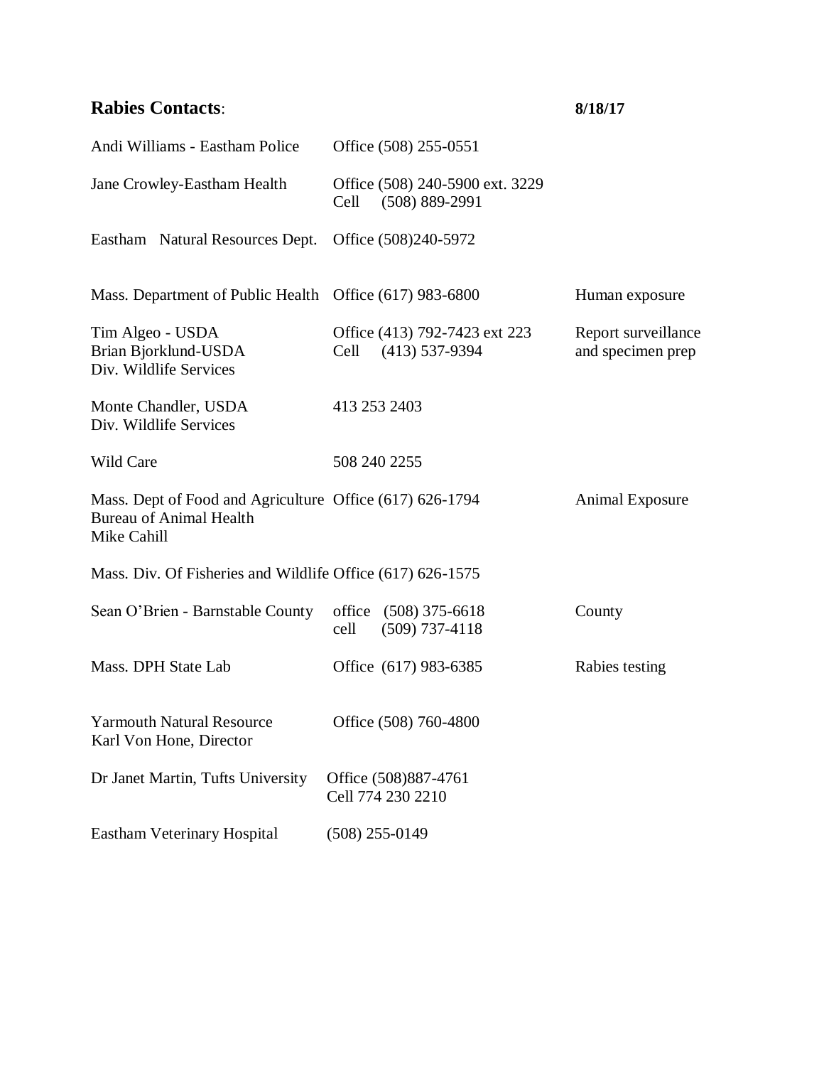## **Rabies Contacts**: **8/18/17**

| Contact | Phone | Purpose |
|---|---|---|
| Andi Williams - Eastham Police | Office (508) 255-0551 | |
| Jane Crowley-Eastham Health | Office (508) 240-5900 ext. 3229<br>Cell (508) 889-2991 | |
| Eastham Natural Resources Dept. | Office (508)240-5972 | |
| Mass. Department of Public Health | Office (617) 983-6800 | Human exposure |
| Tim Algeo - USDA<br>Brian Bjorklund-USDA<br>Div. Wildlife Services | Office (413) 792-7423 ext 223<br>Cell (413) 537-9394 | Report surveillance and specimen prep |
| Monte Chandler, USDA<br>Div. Wildlife Services | 413 253 2403 | |
| Wild Care | 508 240 2255 | |
| Mass. Dept of Food and Agriculture<br>Bureau of Animal Health<br>Mike Cahill | Office (617) 626-1794 | Animal Exposure |
| Mass. Div. Of Fisheries and Wildlife | Office (617) 626-1575 | |
| Sean O'Brien - Barnstable County | office (508) 375-6618<br>cell (509) 737-4118 | County |
| Mass. DPH State Lab | Office (617) 983-6385 | Rabies testing |
| Yarmouth Natural Resource<br>Karl Von Hone, Director | Office (508) 760-4800 | |
| Dr Janet Martin, Tufts University | Office (508)887-4761<br>Cell 774 230 2210 | |
| Eastham Veterinary Hospital | (508) 255-0149 | |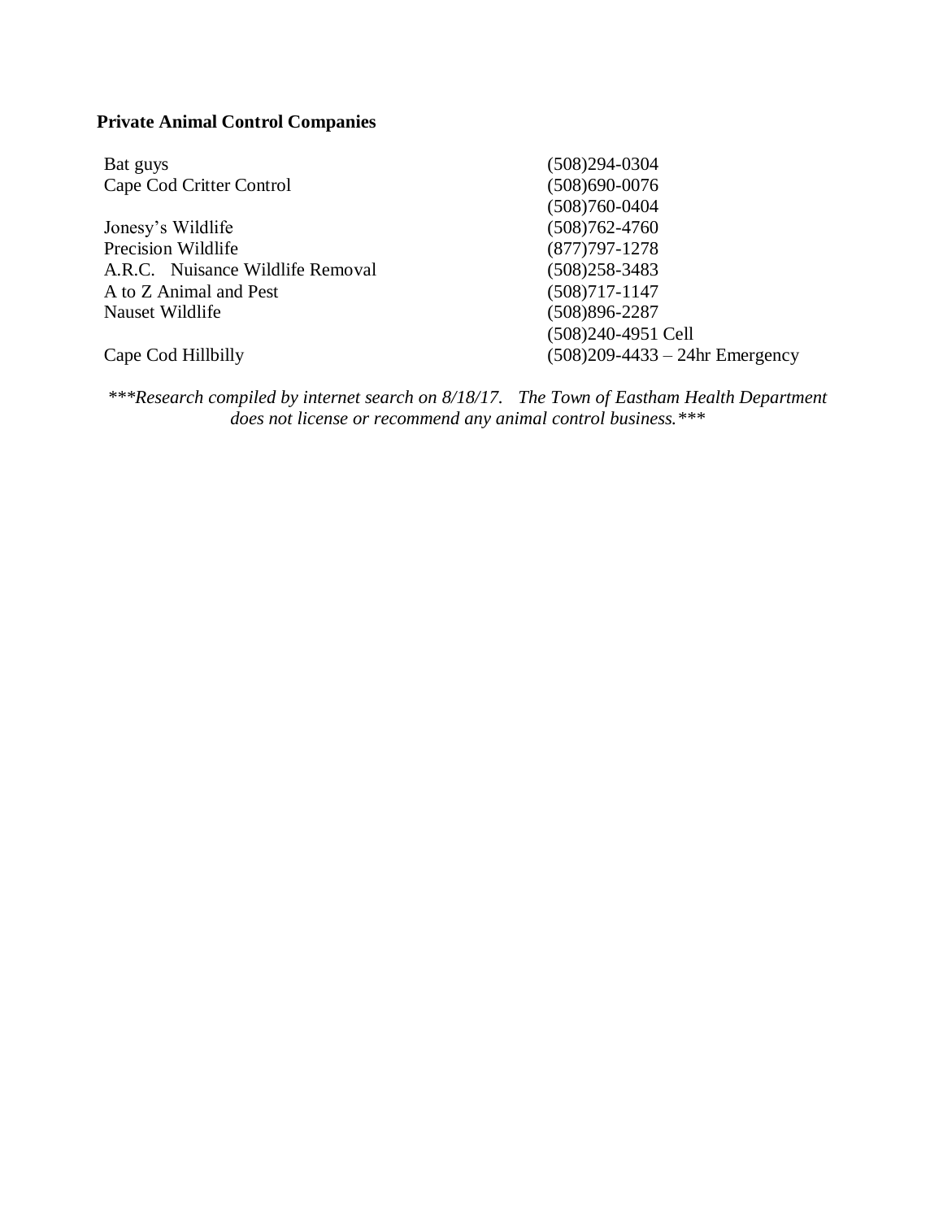**Private Animal Control Companies**

| | |
|---|---|
| Bat guys | (508)294-0304 |
| Cape Cod Critter Control | (508)690-0076 |
| | (508)760-0404 |
| Jonesy's Wildlife | (508)762-4760 |
| Precision Wildlife | (877)797-1278 |
| A.R.C. Nuisance Wildlife Removal | (508)258-3483 |
| A to Z Animal and Pest | (508)717-1147 |
| Nauset Wildlife | (508)896-2287 |
| | (508)240-4951 Cell |
| Cape Cod Hillbilly | (508)209-4433 – 24hr Emergency |

****Research compiled by internet search on 8/18/17. The Town of Eastham Health Department does not license or recommend any animal control business.****